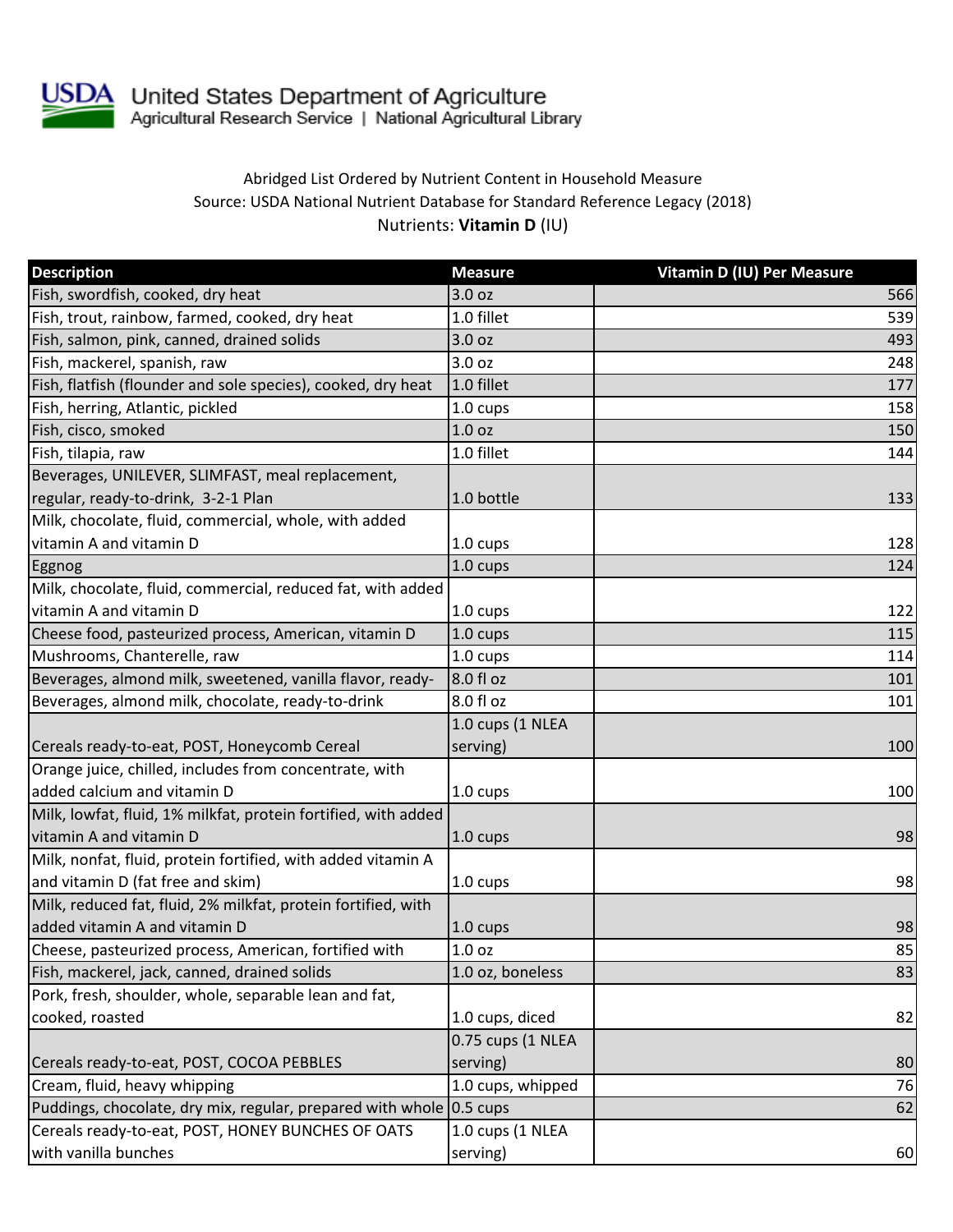United States Department of Agriculture
Agricultural Research Service | National Agricultural Library

Abridged List Ordered by Nutrient Content in Household Measure
Source: USDA National Nutrient Database for Standard Reference Legacy (2018)
Nutrients: **Vitamin D** (IU)

| Description | Measure | Vitamin D (IU) Per Measure |
|---|---|---|
| Fish, swordfish, cooked, dry heat | 3.0 oz | 566 |
| Fish, trout, rainbow, farmed, cooked, dry heat | 1.0 fillet | 539 |
| Fish, salmon, pink, canned, drained solids | 3.0 oz | 493 |
| Fish, mackerel, spanish, raw | 3.0 oz | 248 |
| Fish, flatfish (flounder and sole species), cooked, dry heat | 1.0 fillet | 177 |
| Fish, herring, Atlantic, pickled | 1.0 cups | 158 |
| Fish, cisco, smoked | 1.0 oz | 150 |
| Fish, tilapia, raw | 1.0 fillet | 144 |
| Beverages, UNILEVER, SLIMFAST, meal replacement, regular, ready-to-drink, 3-2-1 Plan | 1.0 bottle | 133 |
| Milk, chocolate, fluid, commercial, whole, with added vitamin A and vitamin D | 1.0 cups | 128 |
| Eggnog | 1.0 cups | 124 |
| Milk, chocolate, fluid, commercial, reduced fat, with added vitamin A and vitamin D | 1.0 cups | 122 |
| Cheese food, pasteurized process, American, vitamin D | 1.0 cups | 115 |
| Mushrooms, Chanterelle, raw | 1.0 cups | 114 |
| Beverages, almond milk, sweetened, vanilla flavor, ready- | 8.0 fl oz | 101 |
| Beverages, almond milk, chocolate, ready-to-drink | 8.0 fl oz | 101 |
| Cereals ready-to-eat, POST, Honeycomb Cereal | 1.0 cups (1 NLEA serving) | 100 |
| Orange juice, chilled, includes from concentrate, with added calcium and vitamin D | 1.0 cups | 100 |
| Milk, lowfat, fluid, 1% milkfat, protein fortified, with added vitamin A and vitamin D | 1.0 cups | 98 |
| Milk, nonfat, fluid, protein fortified, with added vitamin A and vitamin D (fat free and skim) | 1.0 cups | 98 |
| Milk, reduced fat, fluid, 2% milkfat, protein fortified, with added vitamin A and vitamin D | 1.0 cups | 98 |
| Cheese, pasteurized process, American, fortified with | 1.0 oz | 85 |
| Fish, mackerel, jack, canned, drained solids | 1.0 oz, boneless | 83 |
| Pork, fresh, shoulder, whole, separable lean and fat, cooked, roasted | 1.0 cups, diced | 82 |
| Cereals ready-to-eat, POST, COCOA PEBBLES | 0.75 cups (1 NLEA serving) | 80 |
| Cream, fluid, heavy whipping | 1.0 cups, whipped | 76 |
| Puddings, chocolate, dry mix, regular, prepared with whole | 0.5 cups | 62 |
| Cereals ready-to-eat, POST, HONEY BUNCHES OF OATS with vanilla bunches | 1.0 cups (1 NLEA serving) | 60 |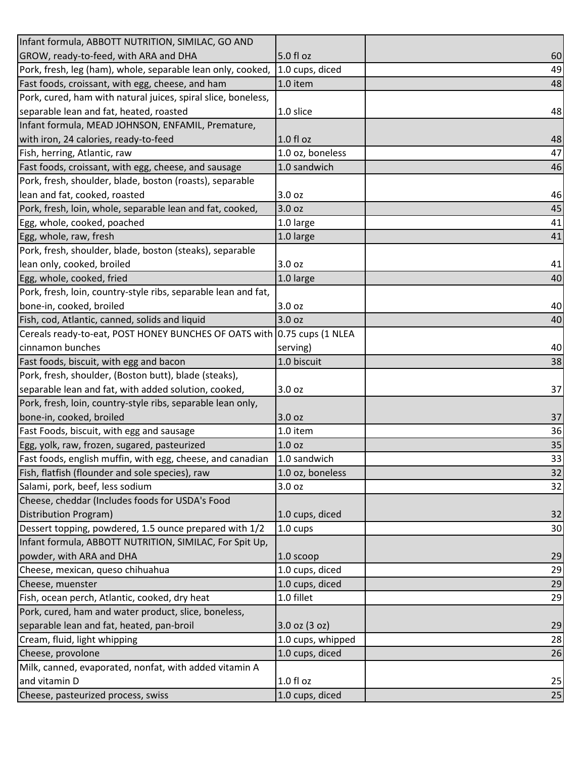| | | |
|---|---|---|
| Infant formula, ABBOTT NUTRITION, SIMILAC, GO AND GROW, ready-to-feed, with ARA and DHA | 5.0 fl oz | 60 |
| Pork, fresh, leg (ham), whole, separable lean only, cooked, | 1.0 cups, diced | 49 |
| Fast foods, croissant, with egg, cheese, and ham | 1.0 item | 48 |
| Pork, cured, ham with natural juices, spiral slice, boneless, separable lean and fat, heated, roasted | 1.0 slice | 48 |
| Infant formula, MEAD JOHNSON, ENFAMIL, Premature, with iron, 24 calories, ready-to-feed | 1.0 fl oz | 48 |
| Fish, herring, Atlantic, raw | 1.0 oz, boneless | 47 |
| Fast foods, croissant, with egg, cheese, and sausage | 1.0 sandwich | 46 |
| Pork, fresh, shoulder, blade, boston (roasts), separable lean and fat, cooked, roasted | 3.0 oz | 46 |
| Pork, fresh, loin, whole, separable lean and fat, cooked, | 3.0 oz | 45 |
| Egg, whole, cooked, poached | 1.0 large | 41 |
| Egg, whole, raw, fresh | 1.0 large | 41 |
| Pork, fresh, shoulder, blade, boston (steaks), separable lean only, cooked, broiled | 3.0 oz | 41 |
| Egg, whole, cooked, fried | 1.0 large | 40 |
| Pork, fresh, loin, country-style ribs, separable lean and fat, bone-in, cooked, broiled | 3.0 oz | 40 |
| Fish, cod, Atlantic, canned, solids and liquid | 3.0 oz | 40 |
| Cereals ready-to-eat, POST HONEY BUNCHES OF OATS with cinnamon bunches | 0.75 cups (1 NLEA serving) | 40 |
| Fast foods, biscuit, with egg and bacon | 1.0 biscuit | 38 |
| Pork, fresh, shoulder, (Boston butt), blade (steaks), separable lean and fat, with added solution, cooked, | 3.0 oz | 37 |
| Pork, fresh, loin, country-style ribs, separable lean only, bone-in, cooked, broiled | 3.0 oz | 37 |
| Fast Foods, biscuit, with egg and sausage | 1.0 item | 36 |
| Egg, yolk, raw, frozen, sugared, pasteurized | 1.0 oz | 35 |
| Fast foods, english muffin, with egg, cheese, and canadian | 1.0 sandwich | 33 |
| Fish, flatfish (flounder and sole species), raw | 1.0 oz, boneless | 32 |
| Salami, pork, beef, less sodium | 3.0 oz | 32 |
| Cheese, cheddar (Includes foods for USDA's Food Distribution Program) | 1.0 cups, diced | 32 |
| Dessert topping, powdered, 1.5 ounce prepared with 1/2 | 1.0 cups | 30 |
| Infant formula, ABBOTT NUTRITION, SIMILAC, For Spit Up, powder, with ARA and DHA | 1.0 scoop | 29 |
| Cheese, mexican, queso chihuahua | 1.0 cups, diced | 29 |
| Cheese, muenster | 1.0 cups, diced | 29 |
| Fish, ocean perch, Atlantic, cooked, dry heat | 1.0 fillet | 29 |
| Pork, cured, ham and water product, slice, boneless, separable lean and fat, heated, pan-broil | 3.0 oz (3 oz) | 29 |
| Cream, fluid, light whipping | 1.0 cups, whipped | 28 |
| Cheese, provolone | 1.0 cups, diced | 26 |
| Milk, canned, evaporated, nonfat, with added vitamin A and vitamin D | 1.0 fl oz | 25 |
| Cheese, pasteurized process, swiss | 1.0 cups, diced | 25 |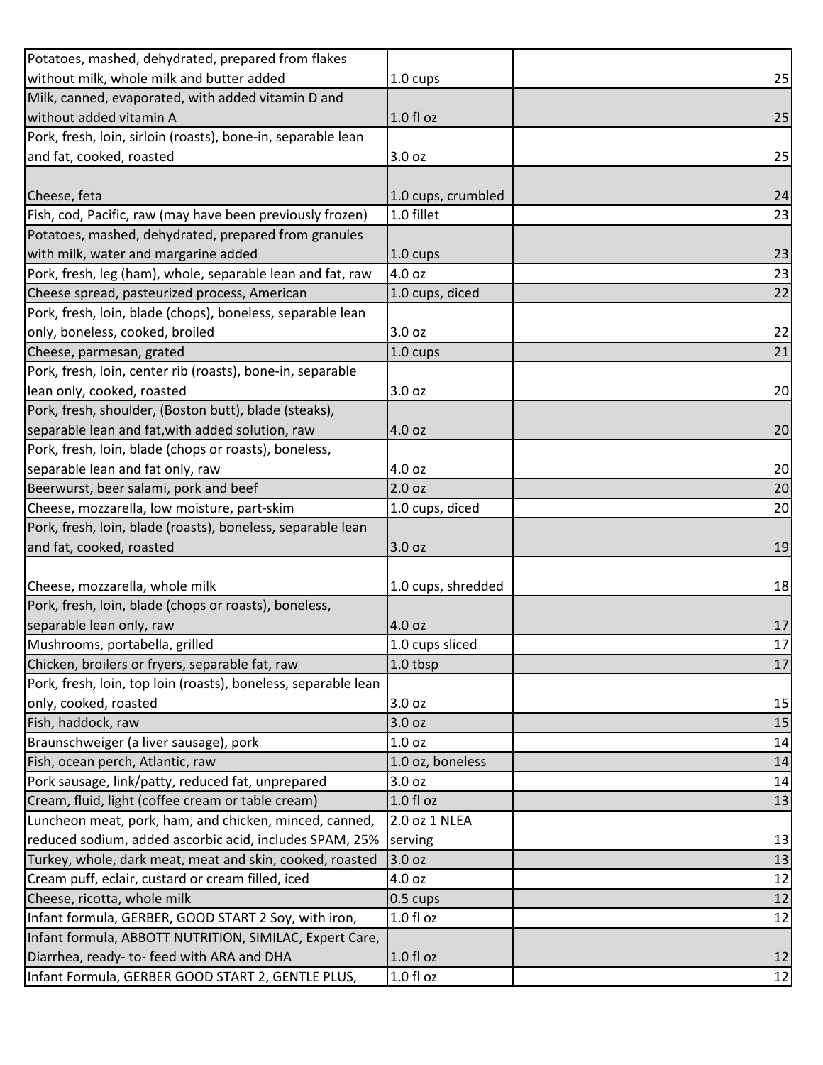| | | |
|---|---|---|
| Potatoes, mashed, dehydrated, prepared from flakes without milk, whole milk and butter added | 1.0 cups | 25 |
| Milk, canned, evaporated, with added vitamin D and without added vitamin A | 1.0 fl oz | 25 |
| Pork, fresh, loin, sirloin (roasts), bone-in, separable lean and fat, cooked, roasted | 3.0 oz | 25 |
| Cheese, feta | 1.0 cups, crumbled | 24 |
| Fish, cod, Pacific, raw (may have been previously frozen) | 1.0 fillet | 23 |
| Potatoes, mashed, dehydrated, prepared from granules with milk, water and margarine added | 1.0 cups | 23 |
| Pork, fresh, leg (ham), whole, separable lean and fat, raw | 4.0 oz | 23 |
| Cheese spread, pasteurized process, American | 1.0 cups, diced | 22 |
| Pork, fresh, loin, blade (chops), boneless, separable lean only, boneless, cooked, broiled | 3.0 oz | 22 |
| Cheese, parmesan, grated | 1.0 cups | 21 |
| Pork, fresh, loin, center rib (roasts), bone-in, separable lean only, cooked, roasted | 3.0 oz | 20 |
| Pork, fresh, shoulder, (Boston butt), blade (steaks), separable lean and fat,with added solution, raw | 4.0 oz | 20 |
| Pork, fresh, loin, blade (chops or roasts), boneless, separable lean and fat only, raw | 4.0 oz | 20 |
| Beerwurst, beer salami, pork and beef | 2.0 oz | 20 |
| Cheese, mozzarella, low moisture, part-skim | 1.0 cups, diced | 20 |
| Pork, fresh, loin, blade (roasts), boneless, separable lean and fat, cooked, roasted | 3.0 oz | 19 |
| Cheese, mozzarella, whole milk | 1.0 cups, shredded | 18 |
| Pork, fresh, loin, blade (chops or roasts), boneless, separable lean only, raw | 4.0 oz | 17 |
| Mushrooms, portabella, grilled | 1.0 cups sliced | 17 |
| Chicken, broilers or fryers, separable fat, raw | 1.0 tbsp | 17 |
| Pork, fresh, loin, top loin (roasts), boneless, separable lean only, cooked, roasted | 3.0 oz | 15 |
| Fish, haddock, raw | 3.0 oz | 15 |
| Braunschweiger (a liver sausage), pork | 1.0 oz | 14 |
| Fish, ocean perch, Atlantic, raw | 1.0 oz, boneless | 14 |
| Pork sausage, link/patty, reduced fat, unprepared | 3.0 oz | 14 |
| Cream, fluid, light (coffee cream or table cream) | 1.0 fl oz | 13 |
| Luncheon meat, pork, ham, and chicken, minced, canned, reduced sodium, added ascorbic acid, includes SPAM, 25% | 2.0 oz 1 NLEA serving | 13 |
| Turkey, whole, dark meat, meat and skin, cooked, roasted | 3.0 oz | 13 |
| Cream puff, eclair, custard or cream filled, iced | 4.0 oz | 12 |
| Cheese, ricotta, whole milk | 0.5 cups | 12 |
| Infant formula, GERBER, GOOD START 2 Soy, with iron, | 1.0 fl oz | 12 |
| Infant formula, ABBOTT NUTRITION, SIMILAC, Expert Care, Diarrhea, ready- to- feed with ARA and DHA | 1.0 fl oz | 12 |
| Infant Formula, GERBER GOOD START 2, GENTLE PLUS, | 1.0 fl oz | 12 |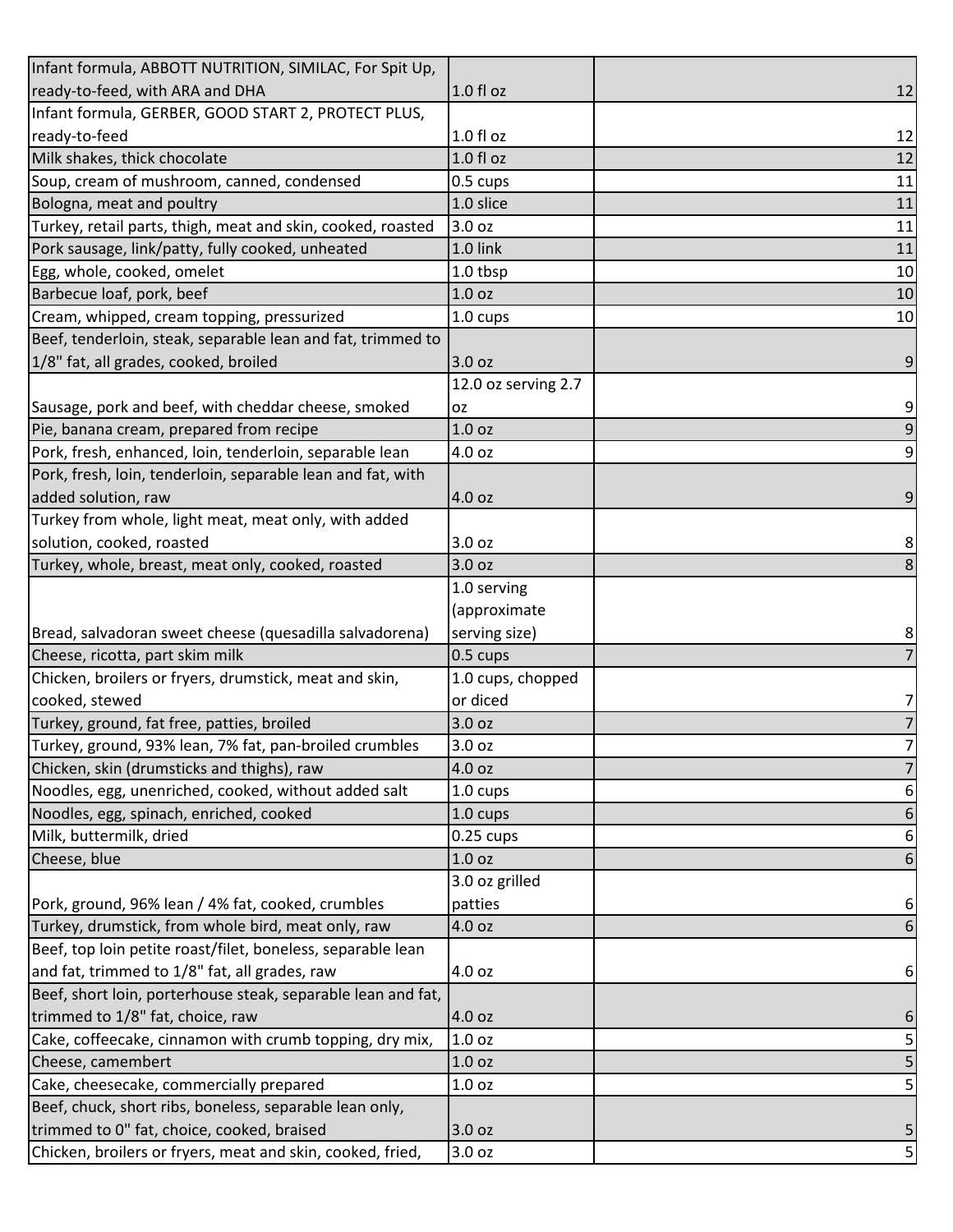| | | |
|---|---|---|
| Infant formula, ABBOTT NUTRITION, SIMILAC, For Spit Up, ready-to-feed, with ARA and DHA | 1.0 fl oz | 12 |
| Infant formula, GERBER, GOOD START 2, PROTECT PLUS, ready-to-feed | 1.0 fl oz | 12 |
| Milk shakes, thick chocolate | 1.0 fl oz | 12 |
| Soup, cream of mushroom, canned, condensed | 0.5 cups | 11 |
| Bologna, meat and poultry | 1.0 slice | 11 |
| Turkey, retail parts, thigh, meat and skin, cooked, roasted | 3.0 oz | 11 |
| Pork sausage, link/patty, fully cooked, unheated | 1.0 link | 11 |
| Egg, whole, cooked, omelet | 1.0 tbsp | 10 |
| Barbecue loaf, pork, beef | 1.0 oz | 10 |
| Cream, whipped, cream topping, pressurized | 1.0 cups | 10 |
| Beef, tenderloin, steak, separable lean and fat, trimmed to 1/8" fat, all grades, cooked, broiled | 3.0 oz | 9 |
| Sausage, pork and beef, with cheddar cheese, smoked | 12.0 oz serving 2.7 oz | 9 |
| Pie, banana cream, prepared from recipe | 1.0 oz | 9 |
| Pork, fresh, enhanced, loin, tenderloin, separable lean | 4.0 oz | 9 |
| Pork, fresh, loin, tenderloin, separable lean and fat, with added solution, raw | 4.0 oz | 9 |
| Turkey from whole, light meat, meat only, with added solution, cooked, roasted | 3.0 oz | 8 |
| Turkey, whole, breast, meat only, cooked, roasted | 3.0 oz | 8 |
| Bread, salvadoran sweet cheese (quesadilla salvadorena) | 1.0 serving (approximate serving size) | 8 |
| Cheese, ricotta, part skim milk | 0.5 cups | 7 |
| Chicken, broilers or fryers, drumstick, meat and skin, cooked, stewed | 1.0 cups, chopped or diced | 7 |
| Turkey, ground, fat free, patties, broiled | 3.0 oz | 7 |
| Turkey, ground, 93% lean, 7% fat, pan-broiled crumbles | 3.0 oz | 7 |
| Chicken, skin (drumsticks and thighs), raw | 4.0 oz | 7 |
| Noodles, egg, unenriched, cooked, without added salt | 1.0 cups | 6 |
| Noodles, egg, spinach, enriched, cooked | 1.0 cups | 6 |
| Milk, buttermilk, dried | 0.25 cups | 6 |
| Cheese, blue | 1.0 oz | 6 |
| Pork, ground, 96% lean / 4% fat, cooked, crumbles | 3.0 oz grilled patties | 6 |
| Turkey, drumstick, from whole bird, meat only, raw | 4.0 oz | 6 |
| Beef, top loin petite roast/filet, boneless, separable lean and fat, trimmed to 1/8" fat, all grades, raw | 4.0 oz | 6 |
| Beef, short loin, porterhouse steak, separable lean and fat, trimmed to 1/8" fat, choice, raw | 4.0 oz | 6 |
| Cake, coffeecake, cinnamon with crumb topping, dry mix, | 1.0 oz | 5 |
| Cheese, camembert | 1.0 oz | 5 |
| Cake, cheesecake, commercially prepared | 1.0 oz | 5 |
| Beef, chuck, short ribs, boneless, separable lean only, trimmed to 0" fat, choice, cooked, braised | 3.0 oz | 5 |
| Chicken, broilers or fryers, meat and skin, cooked, fried, | 3.0 oz | 5 |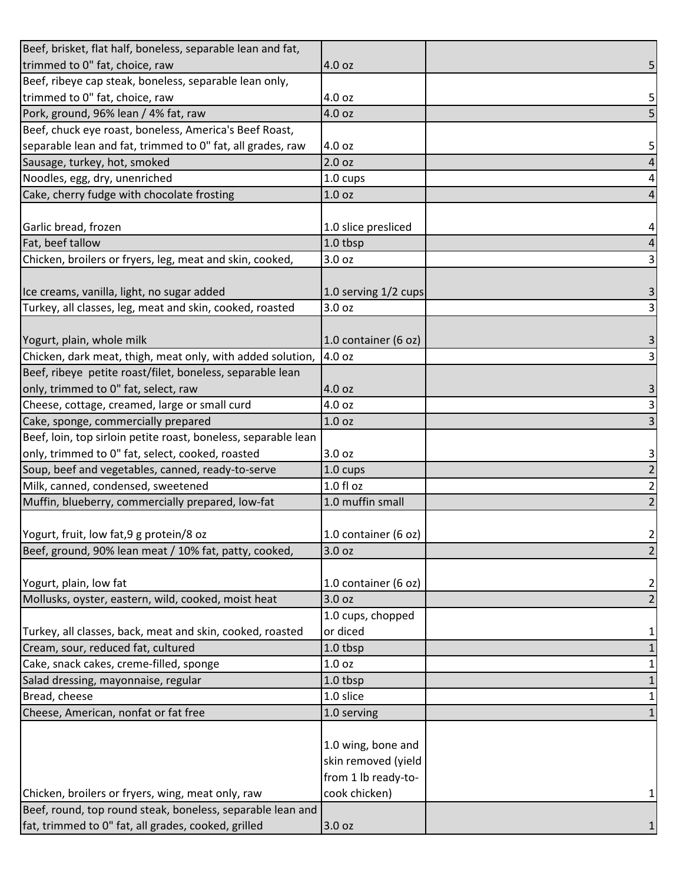| | | |
|---|---|---|
| Beef, brisket, flat half, boneless, separable lean and fat, trimmed to 0" fat, choice, raw | 4.0 oz | 5 |
| Beef, ribeye cap steak, boneless, separable lean only, trimmed to 0" fat, choice, raw | 4.0 oz | 5 |
| Pork, ground, 96% lean / 4% fat, raw | 4.0 oz | 5 |
| Beef, chuck eye roast, boneless, America's Beef Roast, separable lean and fat, trimmed to 0" fat, all grades, raw | 4.0 oz | 5 |
| Sausage, turkey, hot, smoked | 2.0 oz | 4 |
| Noodles, egg, dry, unenriched | 1.0 cups | 4 |
| Cake, cherry fudge with chocolate frosting | 1.0 oz | 4 |
| Garlic bread, frozen | 1.0 slice presliced | 4 |
| Fat, beef tallow | 1.0 tbsp | 4 |
| Chicken, broilers or fryers, leg, meat and skin, cooked, | 3.0 oz | 3 |
| Ice creams, vanilla, light, no sugar added | 1.0 serving 1/2 cups | 3 |
| Turkey, all classes, leg, meat and skin, cooked, roasted | 3.0 oz | 3 |
| Yogurt, plain, whole milk | 1.0 container (6 oz) | 3 |
| Chicken, dark meat, thigh, meat only, with added solution, | 4.0 oz | 3 |
| Beef, ribeye petite roast/filet, boneless, separable lean only, trimmed to 0" fat, select, raw | 4.0 oz | 3 |
| Cheese, cottage, creamed, large or small curd | 4.0 oz | 3 |
| Cake, sponge, commercially prepared | 1.0 oz | 3 |
| Beef, loin, top sirloin petite roast, boneless, separable lean only, trimmed to 0" fat, select, cooked, roasted | 3.0 oz | 3 |
| Soup, beef and vegetables, canned, ready-to-serve | 1.0 cups | 2 |
| Milk, canned, condensed, sweetened | 1.0 fl oz | 2 |
| Muffin, blueberry, commercially prepared, low-fat | 1.0 muffin small | 2 |
| Yogurt, fruit, low fat,9 g protein/8 oz | 1.0 container (6 oz) | 2 |
| Beef, ground, 90% lean meat / 10% fat, patty, cooked, | 3.0 oz | 2 |
| Yogurt, plain, low fat | 1.0 container (6 oz) | 2 |
| Mollusks, oyster, eastern, wild, cooked, moist heat | 3.0 oz | 2 |
| Turkey, all classes, back, meat and skin, cooked, roasted | 1.0 cups, chopped or diced | 1 |
| Cream, sour, reduced fat, cultured | 1.0 tbsp | 1 |
| Cake, snack cakes, creme-filled, sponge | 1.0 oz | 1 |
| Salad dressing, mayonnaise, regular | 1.0 tbsp | 1 |
| Bread, cheese | 1.0 slice | 1 |
| Cheese, American, nonfat or fat free | 1.0 serving | 1 |
| Chicken, broilers or fryers, wing, meat only, raw | 1.0 wing, bone and skin removed (yield from 1 lb ready-to-cook chicken) | 1 |
| Beef, round, top round steak, boneless, separable lean and fat, trimmed to 0" fat, all grades, cooked, grilled | 3.0 oz | 1 |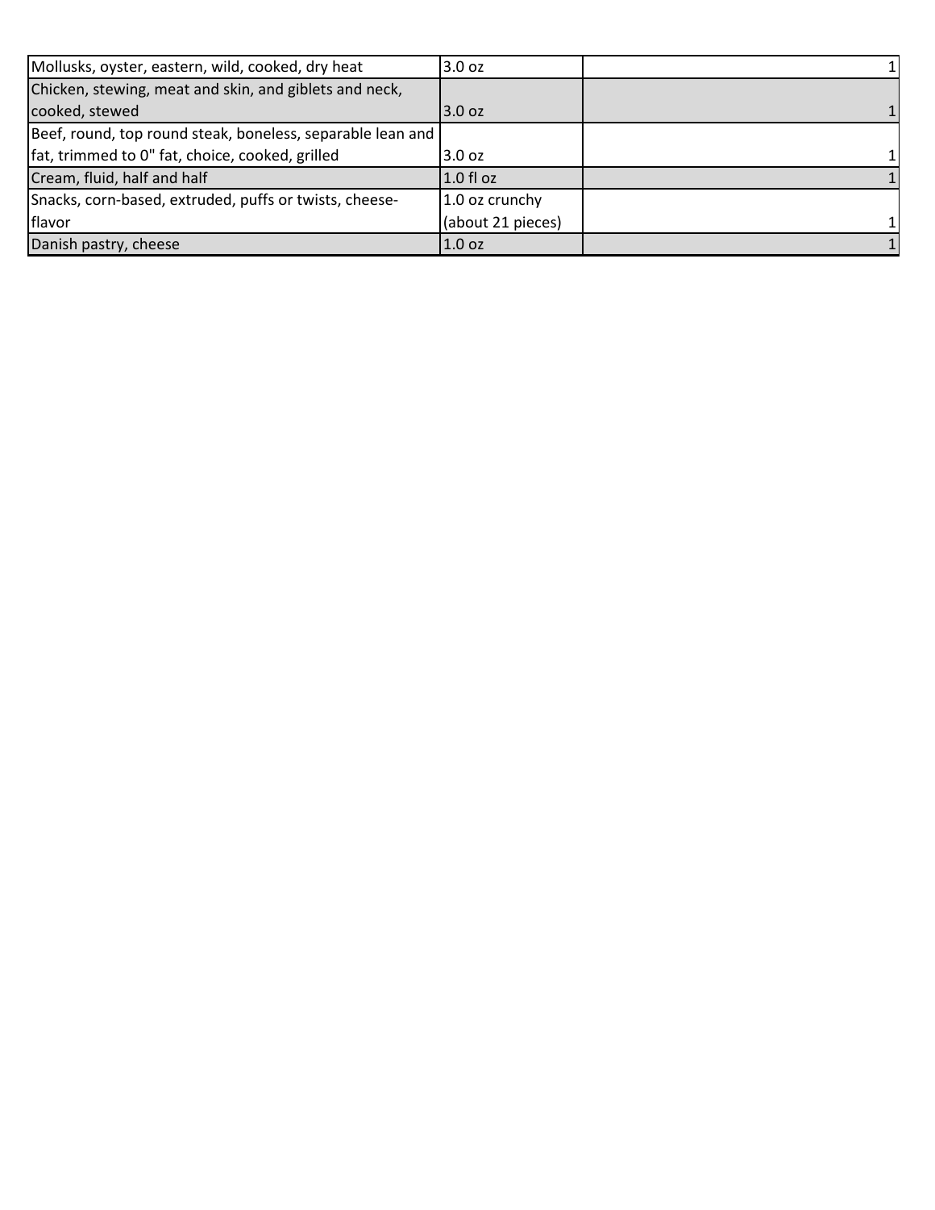| | | | |
|---|---|---|---|
| Mollusks, oyster, eastern, wild, cooked, dry heat | 3.0 oz | | 1 |
| Chicken, stewing, meat and skin, and giblets and neck, cooked, stewed | 3.0 oz | | 1 |
| Beef, round, top round steak, boneless, separable lean and fat, trimmed to 0" fat, choice, cooked, grilled | 3.0 oz | | 1 |
| Cream, fluid, half and half | 1.0 fl oz | | 1 |
| Snacks, corn-based, extruded, puffs or twists, cheese-flavor | 1.0 oz crunchy (about 21 pieces) | | 1 |
| Danish pastry, cheese | 1.0 oz | | 1 |